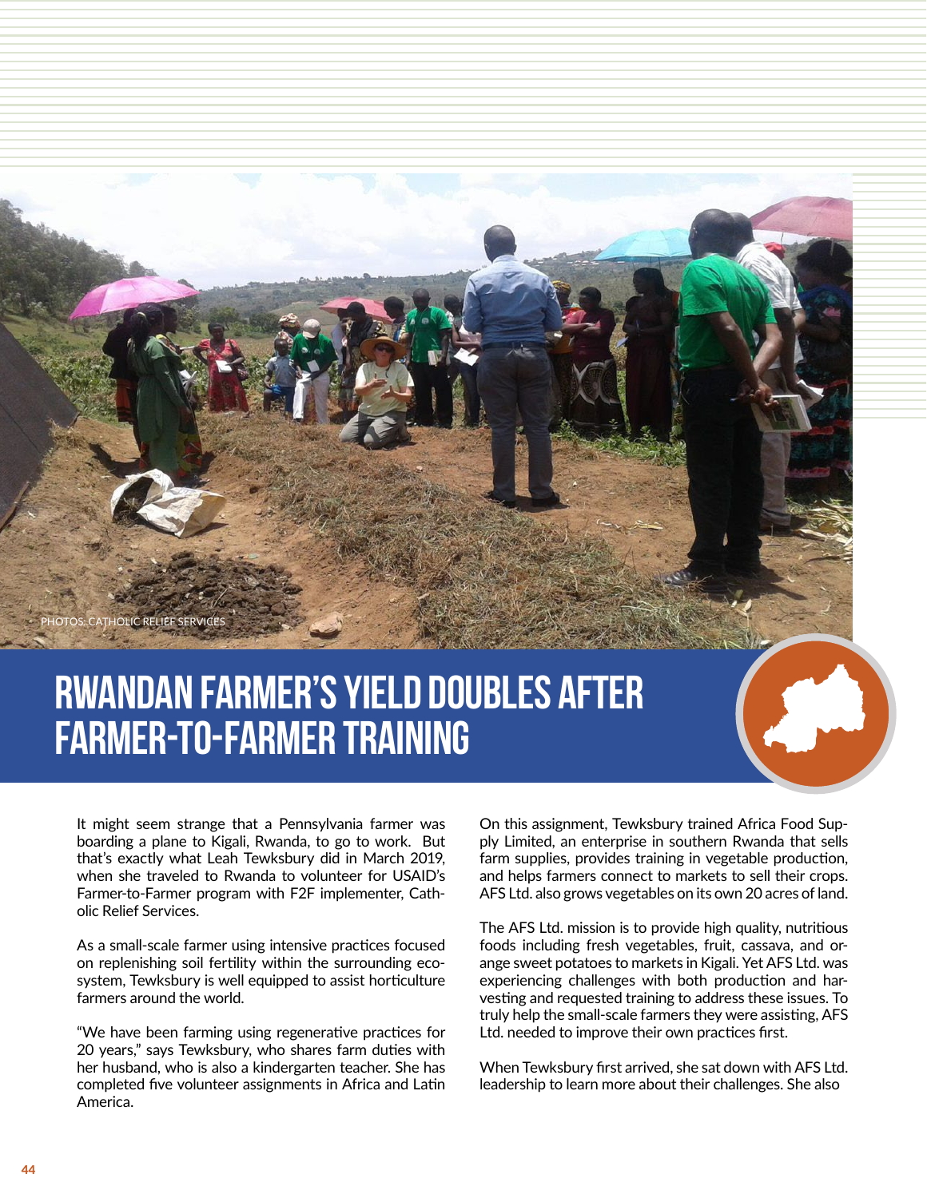PHOTOS: CATHOLIC RELIEF SERVICES

# RWANDAN FARMER'S YIELD DOUBLES AFTER FARMER-TO-FARMER TRAINING

It might seem strange that a Pennsylvania farmer was boarding a plane to Kigali, Rwanda, to go to work. But that's exactly what Leah Tewksbury did in March 2019, when she traveled to Rwanda to volunteer for USAID's Farmer-to-Farmer program with F2F implementer, Catholic Relief Services.

As a small-scale farmer using intensive practices focused on replenishing soil fertility within the surrounding ecosystem, Tewksbury is well equipped to assist horticulture farmers around the world.

"We have been farming using regenerative practices for 20 years," says Tewksbury, who shares farm duties with her husband, who is also a kindergarten teacher. She has completed five volunteer assignments in Africa and Latin America.

On this assignment, Tewksbury trained Africa Food Supply Limited, an enterprise in southern Rwanda that sells farm supplies, provides training in vegetable production, and helps farmers connect to markets to sell their crops. AFS Ltd. also grows vegetables on its own 20 acres of land.

The AFS Ltd. mission is to provide high quality, nutritious foods including fresh vegetables, fruit, cassava, and orange sweet potatoes to markets in Kigali. Yet AFS Ltd. was experiencing challenges with both production and harvesting and requested training to address these issues. To truly help the small-scale farmers they were assisting, AFS Ltd. needed to improve their own practices first.

When Tewksbury first arrived, she sat down with AFS Ltd. leadership to learn more about their challenges. She also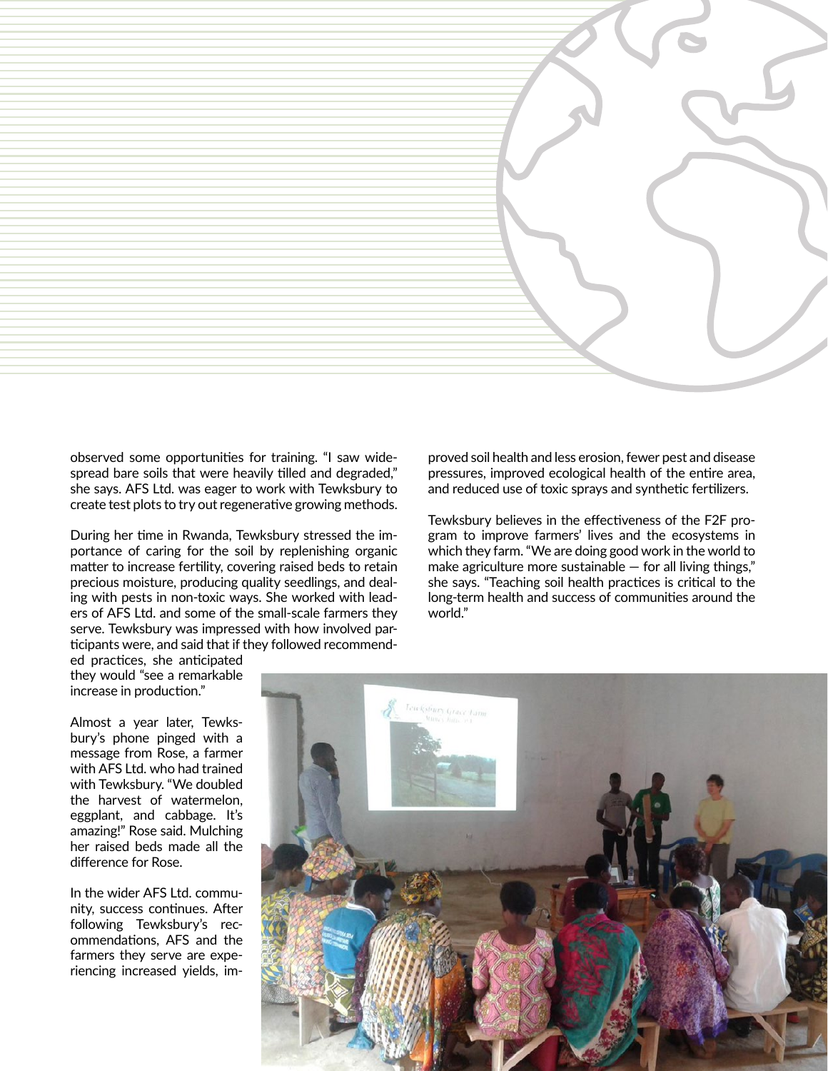observed some opportunities for training. "I saw widespread bare soils that were heavily tilled and degraded," she says. AFS Ltd. was eager to work with Tewksbury to create test plots to try out regenerative growing methods.

During her time in Rwanda, Tewksbury stressed the importance of caring for the soil by replenishing organic matter to increase fertility, covering raised beds to retain precious moisture, producing quality seedlings, and dealing with pests in non-toxic ways. She worked with leaders of AFS Ltd. and some of the small-scale farmers they serve. Tewksbury was impressed with how involved participants were, and said that if they followed recommended practices, she anticipated they would "see a remarkable increase in production."

Almost a year later, Tewksbury's phone pinged with a message from Rose, a farmer with AFS Ltd. who had trained with Tewksbury. "We doubled the harvest of watermelon, eggplant, and cabbage. It's amazing!" Rose said. Mulching her raised beds made all the difference for Rose.

In the wider AFS Ltd. community, success continues. After following Tewksbury's recommendations, AFS and the farmers they serve are experiencing increased yields, improved soil health and less erosion, fewer pest and disease pressures, improved ecological health of the entire area, and reduced use of toxic sprays and synthetic fertilizers.

Tewksbury believes in the effectiveness of the F2F program to improve farmers' lives and the ecosystems in which they farm. "We are doing good work in the world to make agriculture more sustainable — for all living things," she says. "Teaching soil health practices is critical to the long-term health and success of communities around the world."